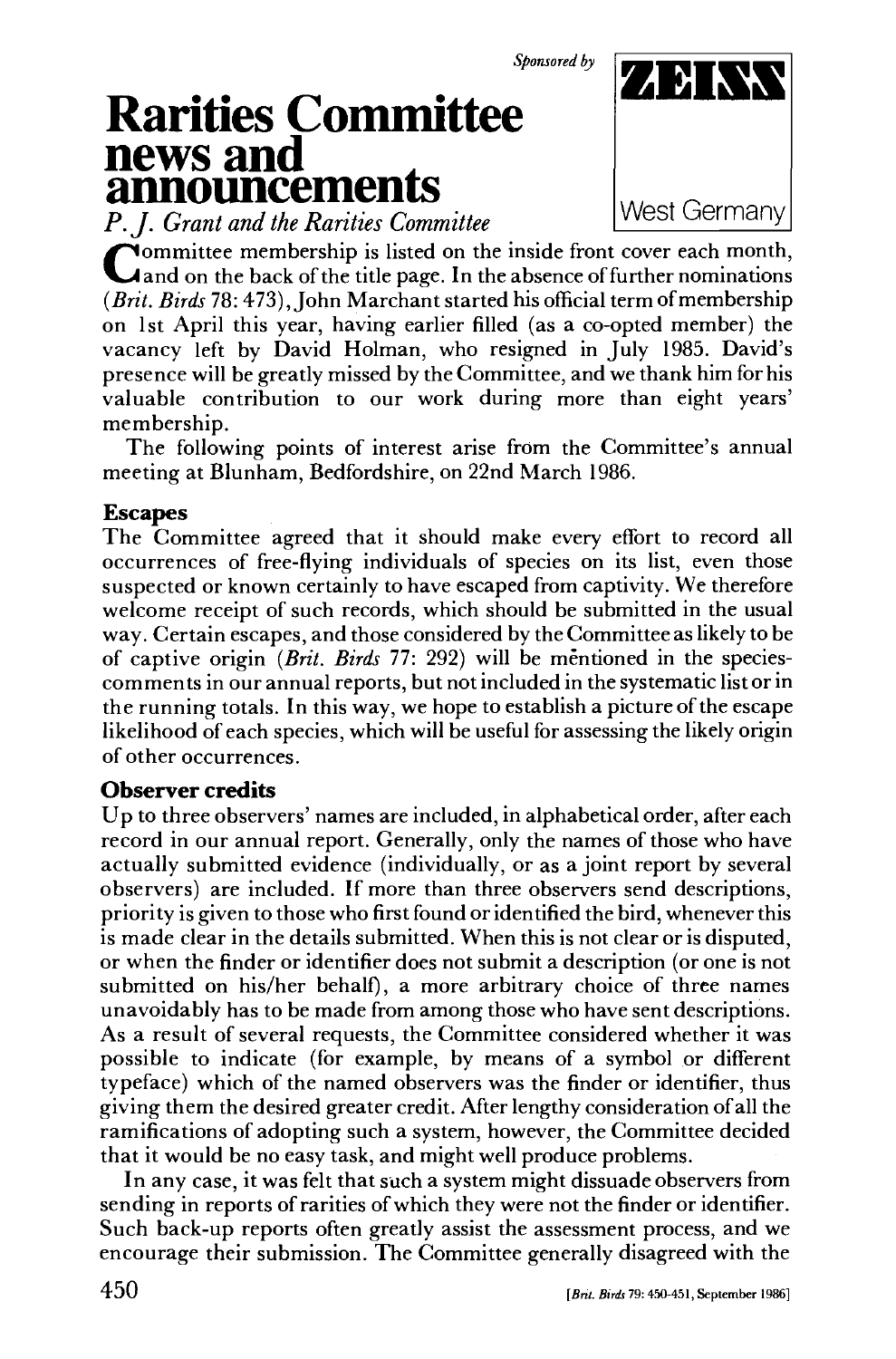Sponsored by ZEISS West Germany

# Rarities Committee news and announcements

*P. J. Grant and the Rarities Committee*

Committee membership is listed on the inside front cover each month, and on the back of the title page. In the absence of further nominations (*Brit. Birds* 78: 473), John Marchant started his official term of membership on 1st April this year, having earlier filled (as a co-opted member) the vacancy left by David Holman, who resigned in July 1985. David's presence will be greatly missed by the Committee, and we thank him for his valuable contribution to our work during more than eight years' membership.

The following points of interest arise from the Committee's annual meeting at Blunham, Bedfordshire, on 22nd March 1986.

## Escapes

The Committee agreed that it should make every effort to record all occurrences of free-flying individuals of species on its list, even those suspected or known certainly to have escaped from captivity. We therefore welcome receipt of such records, which should be submitted in the usual way. Certain escapes, and those considered by the Committee as likely to be of captive origin (*Brit. Birds* 77: 292) will be mentioned in the species-comments in our annual reports, but not included in the systematic list or in the running totals. In this way, we hope to establish a picture of the escape likelihood of each species, which will be useful for assessing the likely origin of other occurrences.

## Observer credits

Up to three observers' names are included, in alphabetical order, after each record in our annual report. Generally, only the names of those who have actually submitted evidence (individually, or as a joint report by several observers) are included. If more than three observers send descriptions, priority is given to those who first found or identified the bird, whenever this is made clear in the details submitted. When this is not clear or is disputed, or when the finder or identifier does not submit a description (or one is not submitted on his/her behalf), a more arbitrary choice of three names unavoidably has to be made from among those who have sent descriptions. As a result of several requests, the Committee considered whether it was possible to indicate (for example, by means of a symbol or different typeface) which of the named observers was the finder or identifier, thus giving them the desired greater credit. After lengthy consideration of all the ramifications of adopting such a system, however, the Committee decided that it would be no easy task, and might well produce problems.

In any case, it was felt that such a system might dissuade observers from sending in reports of rarities of which they were not the finder or identifier. Such back-up reports often greatly assist the assessment process, and we encourage their submission. The Committee generally disagreed with the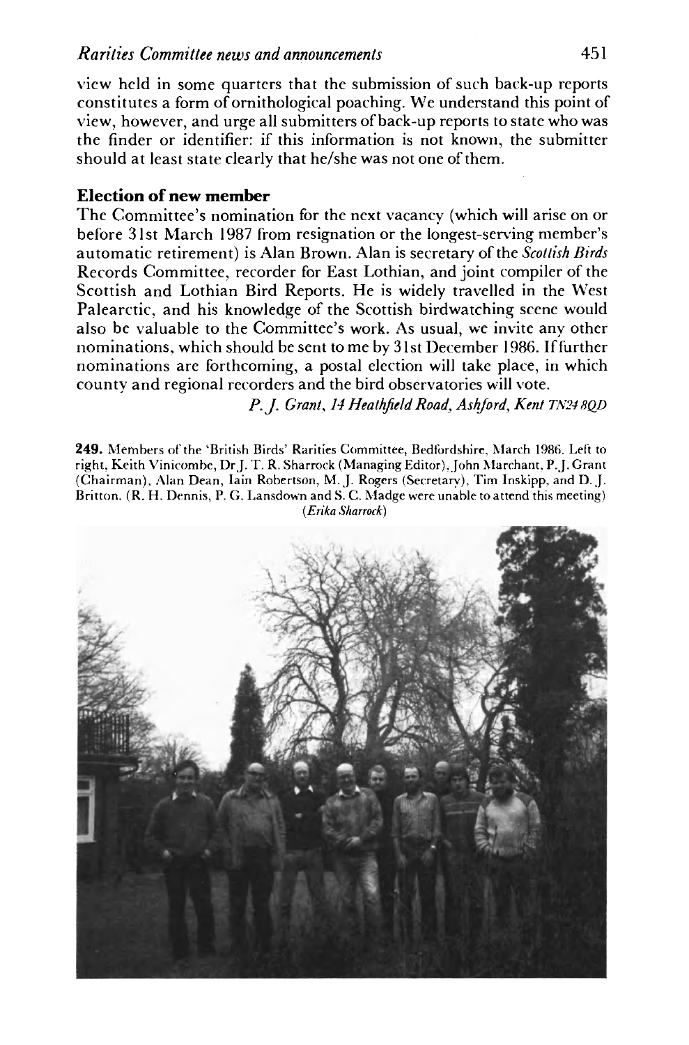view held in some quarters that the submission of such back-up reports constitutes a form of ornithological poaching. We understand this point of view, however, and urge all submitters of back-up reports to state who was the finder or identifier: if this information is not known, the submitter should at least state clearly that he/she was not one of them.

## Election of new member

The Committee's nomination for the next vacancy (which will arise on or before 31st March 1987 from resignation or the longest-serving member's automatic retirement) is Alan Brown. Alan is secretary of the *Scottish Birds* Records Committee, recorder for East Lothian, and joint compiler of the Scottish and Lothian Bird Reports. He is widely travelled in the West Palearctic, and his knowledge of the Scottish birdwatching scene would also be valuable to the Committee's work. As usual, we invite any other nominations, which should be sent to me by 31st December 1986. If further nominations are forthcoming, a postal election will take place, in which county and regional recorders and the bird observatories will vote.

*P. J. Grant, 14 Heathfield Road, Ashford, Kent TN24 8QD*

**249.** Members of the 'British Birds' Rarities Committee, Bedfordshire, March 1986. Left to right, Keith Vinicombe, Dr J. T. R. Sharrock (Managing Editor), John Marchant, P. J. Grant (Chairman), Alan Dean, Iain Robertson, M. J. Rogers (Secretary), Tim Inskipp, and D. J. Britton. (R. H. Dennis, P. G. Lansdown and S. C. Madge were unable to attend this meeting) (*Erika Sharrock*)